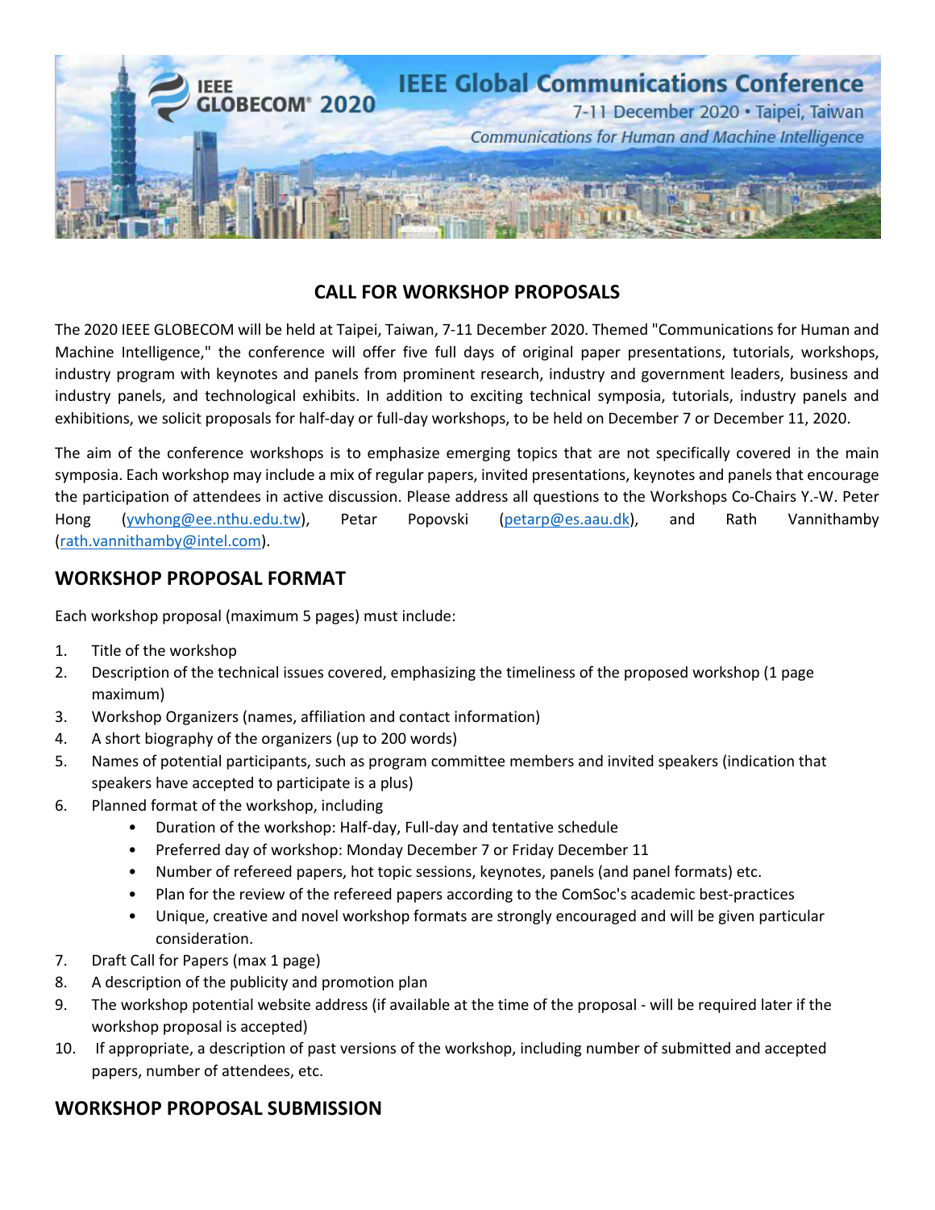IEEE GLOBECOM® 2020

# IEEE Global Communications Conference

7-11 December 2020 • Taipei, Taiwan

*Communications for Human and Machine Intelligence*

## CALL FOR WORKSHOP PROPOSALS

The 2020 IEEE GLOBECOM will be held at Taipei, Taiwan, 7-11 December 2020. Themed "Communications for Human and Machine Intelligence," the conference will offer five full days of original paper presentations, tutorials, workshops, industry program with keynotes and panels from prominent research, industry and government leaders, business and industry panels, and technological exhibits. In addition to exciting technical symposia, tutorials, industry panels and exhibitions, we solicit proposals for half-day or full-day workshops, to be held on December 7 or December 11, 2020.

The aim of the conference workshops is to emphasize emerging topics that are not specifically covered in the main symposia. Each workshop may include a mix of regular papers, invited presentations, keynotes and panels that encourage the participation of attendees in active discussion. Please address all questions to the Workshops Co-Chairs Y.-W. Peter Hong (ywhong@ee.nthu.edu.tw), Petar Popovski (petarp@es.aau.dk), and Rath Vannithamby (rath.vannithamby@intel.com).

## WORKSHOP PROPOSAL FORMAT

Each workshop proposal (maximum 5 pages) must include:

1. Title of the workshop
2. Description of the technical issues covered, emphasizing the timeliness of the proposed workshop (1 page maximum)
3. Workshop Organizers (names, affiliation and contact information)
4. A short biography of the organizers (up to 200 words)
5. Names of potential participants, such as program committee members and invited speakers (indication that speakers have accepted to participate is a plus)
6. Planned format of the workshop, including
   - Duration of the workshop: Half-day, Full-day and tentative schedule
   - Preferred day of workshop: Monday December 7 or Friday December 11
   - Number of refereed papers, hot topic sessions, keynotes, panels (and panel formats) etc.
   - Plan for the review of the refereed papers according to the ComSoc's academic best-practices
   - Unique, creative and novel workshop formats are strongly encouraged and will be given particular consideration.
7. Draft Call for Papers (max 1 page)
8. A description of the publicity and promotion plan
9. The workshop potential website address (if available at the time of the proposal - will be required later if the workshop proposal is accepted)
10. If appropriate, a description of past versions of the workshop, including number of submitted and accepted papers, number of attendees, etc.

## WORKSHOP PROPOSAL SUBMISSION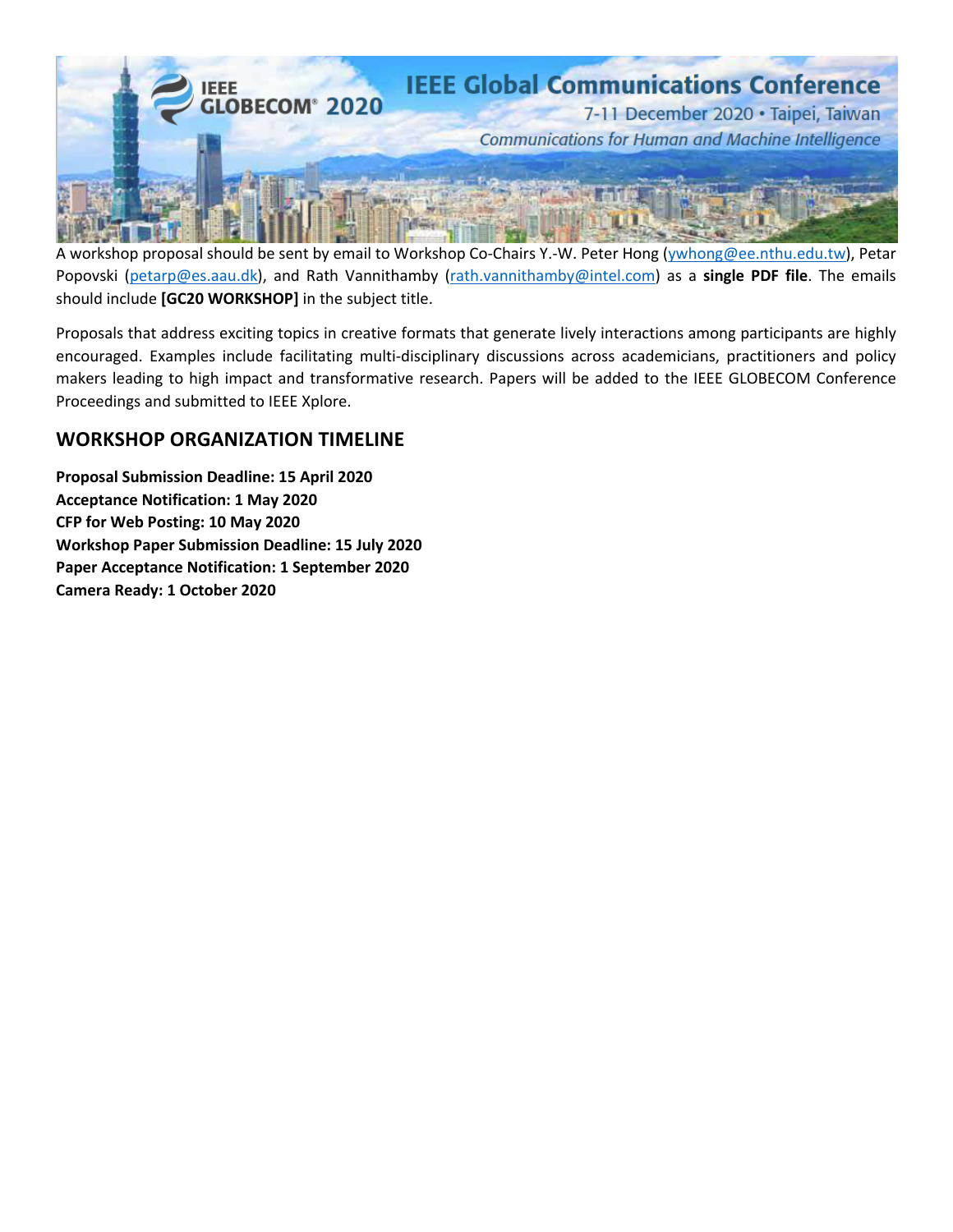A workshop proposal should be sent by email to Workshop Co-Chairs Y.-W. Peter Hong (ywhong@ee.nthu.edu.tw), Petar Popovski (petarp@es.aau.dk), and Rath Vannithamby (rath.vannithamby@intel.com) as a **single PDF file**. The emails should include **[GC20 WORKSHOP]** in the subject title.

Proposals that address exciting topics in creative formats that generate lively interactions among participants are highly encouraged. Examples include facilitating multi-disciplinary discussions across academicians, practitioners and policy makers leading to high impact and transformative research. Papers will be added to the IEEE GLOBECOM Conference Proceedings and submitted to IEEE Xplore.

## WORKSHOP ORGANIZATION TIMELINE

**Proposal Submission Deadline: 15 April 2020**
**Acceptance Notification: 1 May 2020**
**CFP for Web Posting: 10 May 2020**
**Workshop Paper Submission Deadline: 15 July 2020**
**Paper Acceptance Notification: 1 September 2020**
**Camera Ready: 1 October 2020**